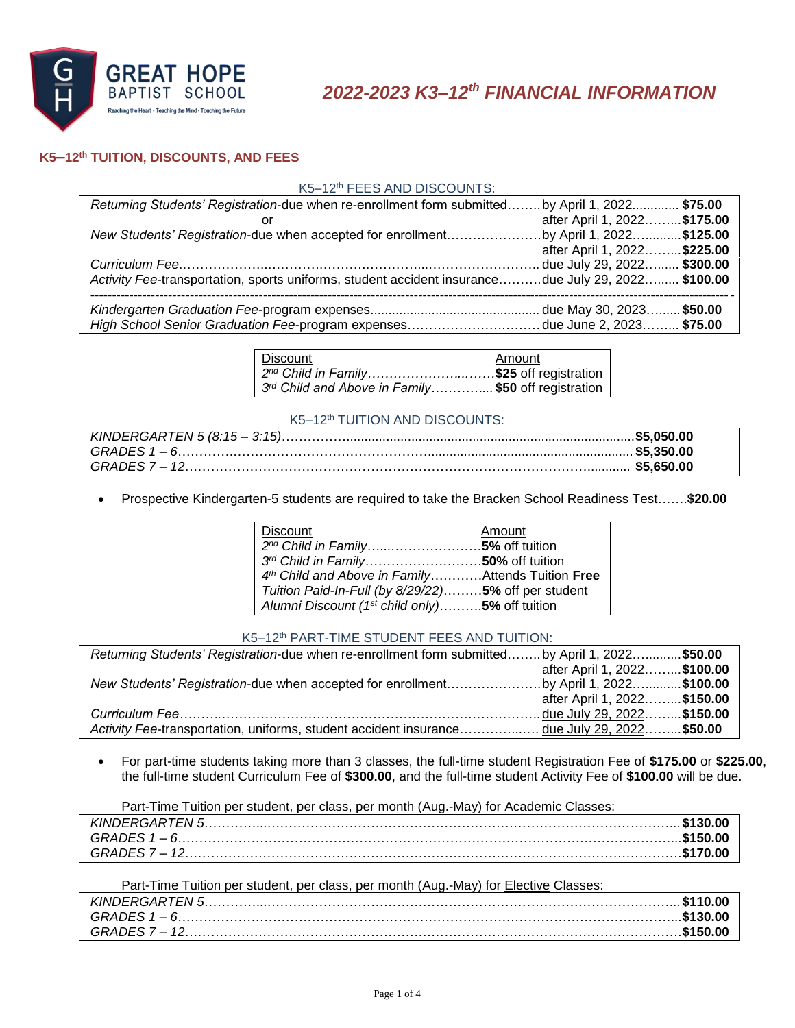**GREAT HOPE BAPTIST SCHOOL**
Reaching the Heart · Teaching the Mind · Touching the Future

# *2022-2023 K3–12th FINANCIAL INFORMATION*

## K5–12th TUITION, DISCOUNTS, AND FEES

### K5–12th FEES AND DISCOUNTS:

| Fee | Due | Amount |
|---|---|---|
| *Returning Students' Registration*-due when re-enrollment form submitted | by April 1, 2022 | **$75.00** |
| or | after April 1, 2022 | **$175.00** |
| *New Students' Registration*-due when accepted for enrollment | by April 1, 2022 | **$125.00** |
| | after April 1, 2022 | **$225.00** |
| *Curriculum Fee* | due July 29, 2022 | **$300.00** |
| *Activity Fee*-transportation, sports uniforms, student accident insurance | due July 29, 2022 | **$100.00** |
| *Kindergarten Graduation Fee*-program expenses | due May 30, 2023 | **$50.00** |
| *High School Senior Graduation Fee*-program expenses | due June 2, 2023 | **$75.00** |

| Discount | Amount |
|---|---|
| *2nd Child in Family* | **$25** off registration |
| *3rd Child and Above in Family* | **$50** off registration |

### K5–12th TUITION AND DISCOUNTS:

| Grade | Tuition |
|---|---|
| *KINDERGARTEN 5 (8:15 – 3:15)* | **$5,050.00** |
| *GRADES 1 – 6* | **$5,350.00** |
| *GRADES 7 – 12* | **$5,650.00** |

- Prospective Kindergarten-5 students are required to take the Bracken School Readiness Test…….**$20.00**

| Discount | Amount |
|---|---|
| *2nd Child in Family* | **5%** off tuition |
| *3rd Child in Family* | **50%** off tuition |
| *4th Child and Above in Family* | Attends Tuition **Free** |
| *Tuition Paid-In-Full (by 8/29/22)* | **5%** off per student |
| *Alumni Discount (1st child only)* | **5%** off tuition |

### K5–12th PART-TIME STUDENT FEES AND TUITION:

| Fee | Due | Amount |
|---|---|---|
| *Returning Students' Registration*-due when re-enrollment form submitted | by April 1, 2022 | **$50.00** |
| | after April 1, 2022 | **$100.00** |
| *New Students' Registration*-due when accepted for enrollment | by April 1, 2022 | **$100.00** |
| | after April 1, 2022 | **$150.00** |
| *Curriculum Fee* | due July 29, 2022 | **$150.00** |
| *Activity Fee*-transportation, uniforms, student accident insurance | due July 29, 2022 | **$50.00** |

- For part-time students taking more than 3 classes, the full-time student Registration Fee of **$175.00** or **$225.00**, the full-time student Curriculum Fee of **$300.00**, and the full-time student Activity Fee of **$100.00** will be due.

Part-Time Tuition per student, per class, per month (Aug.-May) for Academic Classes:

| Grade | Tuition |
|---|---|
| *KINDERGARTEN 5* | **$130.00** |
| *GRADES 1 – 6* | **$150.00** |
| *GRADES 7 – 12* | **$170.00** |

Part-Time Tuition per student, per class, per month (Aug.-May) for Elective Classes:

| Grade | Tuition |
|---|---|
| *KINDERGARTEN 5* | **$110.00** |
| *GRADES 1 – 6* | **$130.00** |
| *GRADES 7 – 12* | **$150.00** |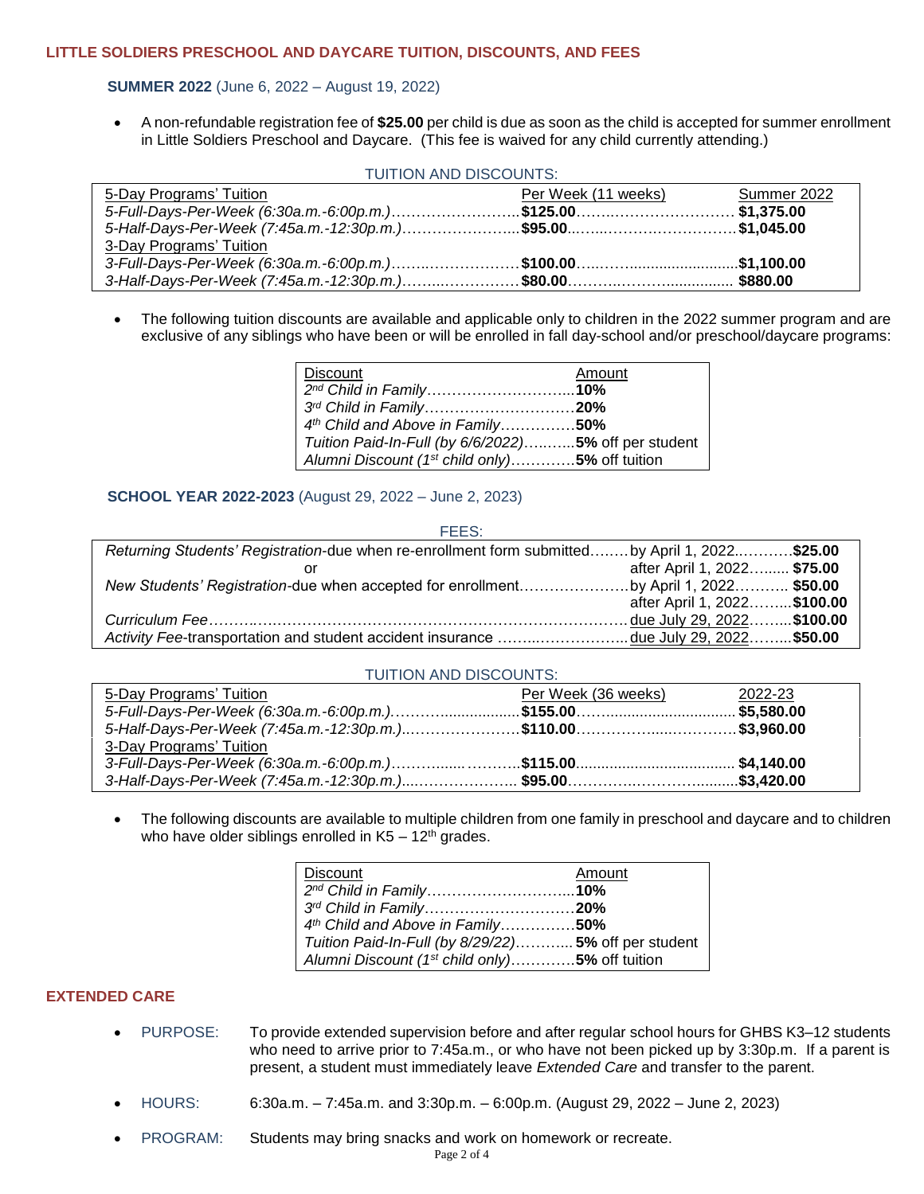## LITTLE SOLDIERS PRESCHOOL AND DAYCARE TUITION, DISCOUNTS, AND FEES

### SUMMER 2022 (June 6, 2022 – August 19, 2022)

- A non-refundable registration fee of **$25.00** per child is due as soon as the child is accepted for summer enrollment in Little Soldiers Preschool and Daycare. (This fee is waived for any child currently attending.)

TUITION AND DISCOUNTS:

| 5-Day Programs' Tuition | Per Week (11 weeks) | Summer 2022 |
|---|---|---|
| *5-Full-Days-Per-Week (6:30a.m.-6:00p.m.)* | **$125.00** | **$1,375.00** |
| *5-Half-Days-Per-Week (7:45a.m.-12:30p.m.)* | **$95.00** | **$1,045.00** |
| 3-Day Programs' Tuition | | |
| *3-Full-Days-Per-Week (6:30a.m.-6:00p.m.)* | **$100.00** | **$1,100.00** |
| *3-Half-Days-Per-Week (7:45a.m.-12:30p.m.)* | **$80.00** | **$880.00** |

- The following tuition discounts are available and applicable only to children in the 2022 summer program and are exclusive of any siblings who have been or will be enrolled in fall day-school and/or preschool/daycare programs:

| Discount | Amount |
|---|---|
| *2nd Child in Family* | **10%** |
| *3rd Child in Family* | **20%** |
| *4th Child and Above in Family* | **50%** |
| *Tuition Paid-In-Full (by 6/6/2022)* | **5%** off per student |
| *Alumni Discount (1st child only)* | **5%** off tuition |

### SCHOOL YEAR 2022-2023 (August 29, 2022 – June 2, 2023)

FEES:

| Fee | Due | Amount |
|---|---|---|
| *Returning Students' Registration*-due when re-enrollment form submitted | by April 1, 2022 | **$25.00** |
| or | after April 1, 2022 | **$75.00** |
| *New Students' Registration*-due when accepted for enrollment | by April 1, 2022 | **$50.00** |
| | after April 1, 2022 | **$100.00** |
| *Curriculum Fee* | due July 29, 2022 | **$100.00** |
| *Activity Fee*-transportation and student accident insurance | due July 29, 2022 | **$50.00** |

TUITION AND DISCOUNTS:

| 5-Day Programs' Tuition | Per Week (36 weeks) | 2022-23 |
|---|---|---|
| *5-Full-Days-Per-Week (6:30a.m.-6:00p.m.)* | **$155.00** | **$5,580.00** |
| *5-Half-Days-Per-Week (7:45a.m.-12:30p.m.)* | **$110.00** | **$3,960.00** |
| 3-Day Programs' Tuition | | |
| *3-Full-Days-Per-Week (6:30a.m.-6:00p.m.)* | **$115.00** | **$4,140.00** |
| *3-Half-Days-Per-Week (7:45a.m.-12:30p.m.)* | **$95.00** | **$3,420.00** |

- The following discounts are available to multiple children from one family in preschool and daycare and to children who have older siblings enrolled in K5 – 12th grades.

| Discount | Amount |
|---|---|
| *2nd Child in Family* | **10%** |
| *3rd Child in Family* | **20%** |
| *4th Child and Above in Family* | **50%** |
| *Tuition Paid-In-Full (by 8/29/22)* | **5%** off per student |
| *Alumni Discount (1st child only)* | **5%** off tuition |

## EXTENDED CARE

- PURPOSE: To provide extended supervision before and after regular school hours for GHBS K3–12 students who need to arrive prior to 7:45a.m., or who have not been picked up by 3:30p.m. If a parent is present, a student must immediately leave *Extended Care* and transfer to the parent.
- HOURS: 6:30a.m. – 7:45a.m. and 3:30p.m. – 6:00p.m. (August 29, 2022 – June 2, 2023)
- PROGRAM: Students may bring snacks and work on homework or recreate.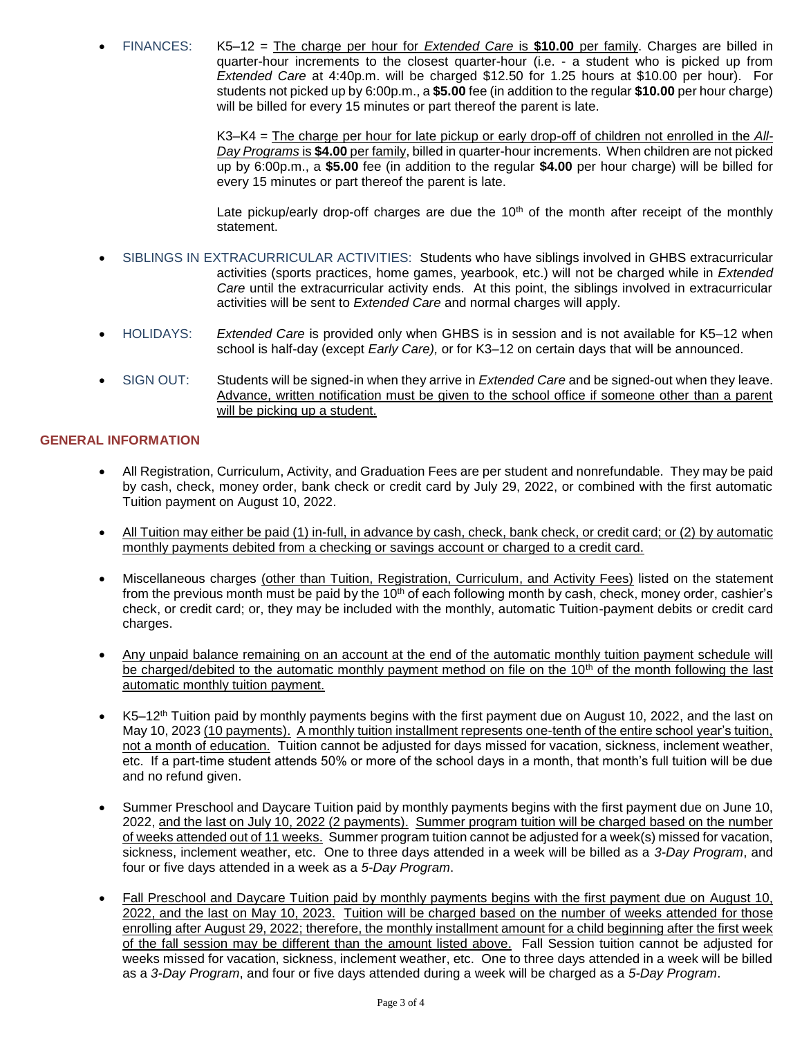- FINANCES: K5–12 = The charge per hour for *Extended Care* is **$10.00** per family. Charges are billed in quarter-hour increments to the closest quarter-hour (i.e. - a student who is picked up from *Extended Care* at 4:40p.m. will be charged $12.50 for 1.25 hours at $10.00 per hour). For students not picked up by 6:00p.m., a **$5.00** fee (in addition to the regular **$10.00** per hour charge) will be billed for every 15 minutes or part thereof the parent is late.

  K3–K4 = The charge per hour for late pickup or early drop-off of children not enrolled in the *All-Day Programs* is **$4.00** per family, billed in quarter-hour increments. When children are not picked up by 6:00p.m., a **$5.00** fee (in addition to the regular **$4.00** per hour charge) will be billed for every 15 minutes or part thereof the parent is late.

  Late pickup/early drop-off charges are due the 10th of the month after receipt of the monthly statement.

- SIBLINGS IN EXTRACURRICULAR ACTIVITIES: Students who have siblings involved in GHBS extracurricular activities (sports practices, home games, yearbook, etc.) will not be charged while in *Extended Care* until the extracurricular activity ends. At this point, the siblings involved in extracurricular activities will be sent to *Extended Care* and normal charges will apply.

- HOLIDAYS: *Extended Care* is provided only when GHBS is in session and is not available for K5–12 when school is half-day (except *Early Care),* or for K3–12 on certain days that will be announced.

- SIGN OUT: Students will be signed-in when they arrive in *Extended Care* and be signed-out when they leave. Advance, written notification must be given to the school office if someone other than a parent will be picking up a student.

## GENERAL INFORMATION

- All Registration, Curriculum, Activity, and Graduation Fees are per student and nonrefundable. They may be paid by cash, check, money order, bank check or credit card by July 29, 2022, or combined with the first automatic Tuition payment on August 10, 2022.

- All Tuition may either be paid (1) in-full, in advance by cash, check, bank check, or credit card; or (2) by automatic monthly payments debited from a checking or savings account or charged to a credit card.

- Miscellaneous charges (other than Tuition, Registration, Curriculum, and Activity Fees) listed on the statement from the previous month must be paid by the 10th of each following month by cash, check, money order, cashier's check, or credit card; or, they may be included with the monthly, automatic Tuition-payment debits or credit card charges.

- Any unpaid balance remaining on an account at the end of the automatic monthly tuition payment schedule will be charged/debited to the automatic monthly payment method on file on the 10th of the month following the last automatic monthly tuition payment.

- K5–12th Tuition paid by monthly payments begins with the first payment due on August 10, 2022, and the last on May 10, 2023 (10 payments). A monthly tuition installment represents one-tenth of the entire school year's tuition, not a month of education. Tuition cannot be adjusted for days missed for vacation, sickness, inclement weather, etc. If a part-time student attends 50% or more of the school days in a month, that month's full tuition will be due and no refund given.

- Summer Preschool and Daycare Tuition paid by monthly payments begins with the first payment due on June 10, 2022, and the last on July 10, 2022 (2 payments). Summer program tuition will be charged based on the number of weeks attended out of 11 weeks. Summer program tuition cannot be adjusted for a week(s) missed for vacation, sickness, inclement weather, etc. One to three days attended in a week will be billed as a *3-Day Program*, and four or five days attended in a week as a *5-Day Program*.

- Fall Preschool and Daycare Tuition paid by monthly payments begins with the first payment due on August 10, 2022, and the last on May 10, 2023. Tuition will be charged based on the number of weeks attended for those enrolling after August 29, 2022; therefore, the monthly installment amount for a child beginning after the first week of the fall session may be different than the amount listed above. Fall Session tuition cannot be adjusted for weeks missed for vacation, sickness, inclement weather, etc. One to three days attended in a week will be billed as a *3-Day Program*, and four or five days attended during a week will be charged as a *5-Day Program*.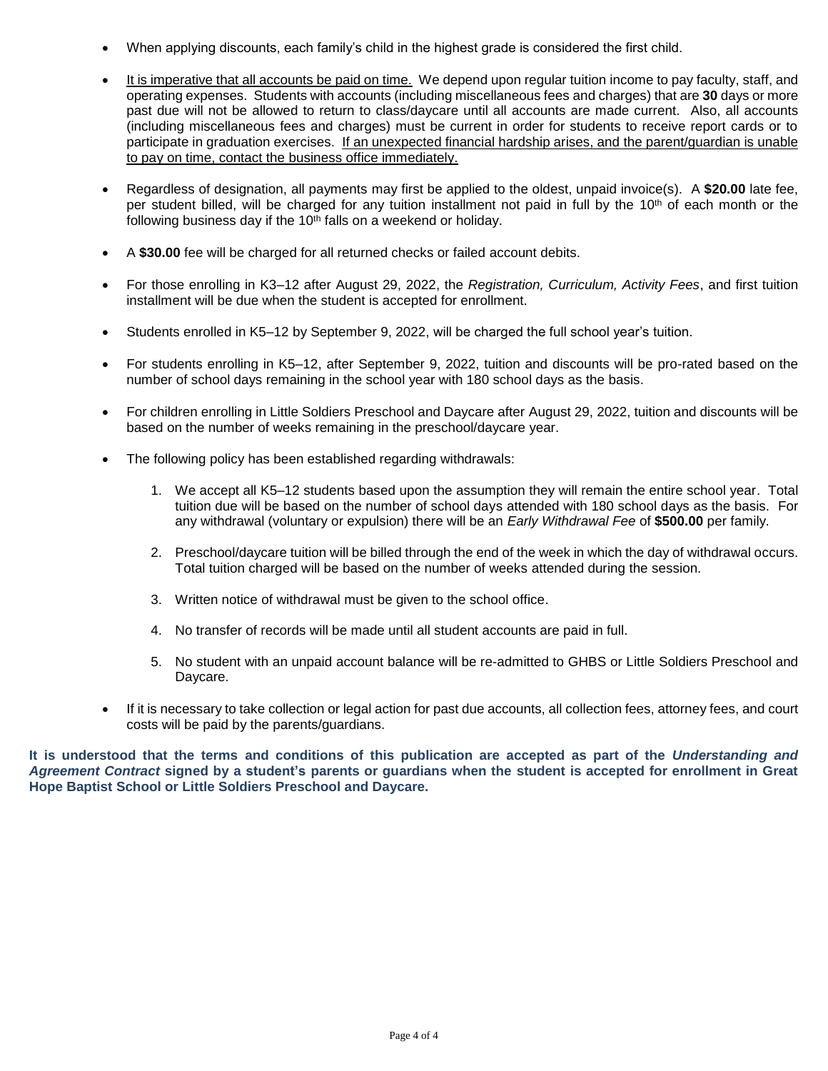- When applying discounts, each family's child in the highest grade is considered the first child.
- It is imperative that all accounts be paid on time. We depend upon regular tuition income to pay faculty, staff, and operating expenses. Students with accounts (including miscellaneous fees and charges) that are **30** days or more past due will not be allowed to return to class/daycare until all accounts are made current. Also, all accounts (including miscellaneous fees and charges) must be current in order for students to receive report cards or to participate in graduation exercises. If an unexpected financial hardship arises, and the parent/guardian is unable to pay on time, contact the business office immediately.
- Regardless of designation, all payments may first be applied to the oldest, unpaid invoice(s). A **$20.00** late fee, per student billed, will be charged for any tuition installment not paid in full by the 10th of each month or the following business day if the 10th falls on a weekend or holiday.
- A **$30.00** fee will be charged for all returned checks or failed account debits.
- For those enrolling in K3–12 after August 29, 2022, the *Registration, Curriculum, Activity Fees*, and first tuition installment will be due when the student is accepted for enrollment.
- Students enrolled in K5–12 by September 9, 2022, will be charged the full school year's tuition.
- For students enrolling in K5–12, after September 9, 2022, tuition and discounts will be pro-rated based on the number of school days remaining in the school year with 180 school days as the basis.
- For children enrolling in Little Soldiers Preschool and Daycare after August 29, 2022, tuition and discounts will be based on the number of weeks remaining in the preschool/daycare year.
- The following policy has been established regarding withdrawals:
    1. We accept all K5–12 students based upon the assumption they will remain the entire school year. Total tuition due will be based on the number of school days attended with 180 school days as the basis. For any withdrawal (voluntary or expulsion) there will be an *Early Withdrawal Fee* of **$500.00** per family.
    2. Preschool/daycare tuition will be billed through the end of the week in which the day of withdrawal occurs. Total tuition charged will be based on the number of weeks attended during the session.
    3. Written notice of withdrawal must be given to the school office.
    4. No transfer of records will be made until all student accounts are paid in full.
    5. No student with an unpaid account balance will be re-admitted to GHBS or Little Soldiers Preschool and Daycare.
- If it is necessary to take collection or legal action for past due accounts, all collection fees, attorney fees, and court costs will be paid by the parents/guardians.

**It is understood that the terms and conditions of this publication are accepted as part of the *Understanding and Agreement Contract* signed by a student's parents or guardians when the student is accepted for enrollment in Great Hope Baptist School or Little Soldiers Preschool and Daycare.**